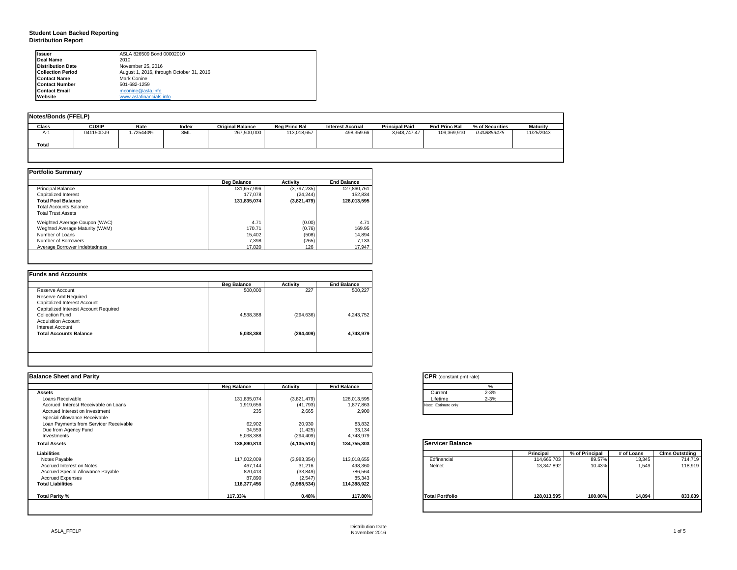**Student Loan Backed Reporting**
**Distribution Report**

| | |
|---|---|
| **Issuer** | ASLA 826509 Bond 00002010 |
| **Deal Name** | 2010 |
| **Distribution Date** | November 25, 2016 |
| **Collection Period** | August 1, 2016, through October 31, 2016 |
| **Contact Name** | Mark Conine |
| **Contact Number** | 501-682-1259 |
| **Contact Email** | mconine@asla.info |
| **Website** | www.aslafinancials.info |

## Notes/Bonds (FFELP)

| Class | CUSIP | Rate | Index | Original Balance | Beg Princ Bal | Interest Accrual | Principal Paid | End Princ Bal | % of Securities | Maturity |
|---|---|---|---|---|---|---|---|---|---|---|
| A-1 | 041150DJ9 | 1.725440% | 3ML | 267,500,000 | 113,018,657 | 498,359.66 | 3,648,747.47 | 109,369,910 | *0.408859475* | 11/25/2043 |
| **Total** | | | | | | | | | | |

## Portfolio Summary

| | Beg Balance | Activity | End Balance |
|---|---|---|---|
| Principal Balance | 131,657,996 | (3,797,235) | 127,860,761 |
| Capitalized Interest | 177,078 | (24,244) | 152,834 |
| **Total Pool Balance** | **131,835,074** | **(3,821,479)** | **128,013,595** |
| Total Accounts Balance | | | |
| Total Trust Assets | | | |
| Weighted Average Coupon (WAC) | 4.71 | (0.00) | 4.71 |
| Weghted Average Maturity (WAM) | 170.71 | (0.76) | 169.95 |
| Number of Loans | 15,402 | (508) | 14,894 |
| Number of Borrowers | 7,398 | (265) | 7,133 |
| Average Borrower Indebtedness | 17,820 | 126 | 17,947 |

## Funds and Accounts

| | Beg Balance | Activity | End Balance |
|---|---|---|---|
| Reserve Account | 500,000 | 227 | 500,227 |
| Reserve Amt Required | | | |
| Capitalized Interest Account | | | |
| Capitalized Interest Account Required | | | |
| Collection Fund | 4,538,388 | (294,636) | 4,243,752 |
| Acquisition Account | | | |
| Interest Account | | | |
| **Total Accounts Balance** | **5,038,388** | **(294,409)** | **4,743,979** |

## Balance Sheet and Parity

| | Beg Balance | Activity | End Balance |
|---|---|---|---|
| **Assets** | | | |
| Loans Receivable | 131,835,074 | (3,821,479) | 128,013,595 |
| Accrued Interest Receivable on Loans | 1,919,656 | (41,793) | 1,877,863 |
| Accrued Interest on Investment | 235 | 2,665 | 2,900 |
| Special Allowance Receivable | | | |
| Loan Payments from Servicer Receivable | 62,902 | 20,930 | 83,832 |
| Due from Agency Fund | 34,559 | (1,425) | 33,134 |
| Investments | 5,038,388 | (294,409) | 4,743,979 |
| **Total Assets** | **138,890,813** | **(4,135,510)** | **134,755,303** |
| **Liabilities** | | | |
| Notes Payable | 117,002,009 | (3,983,354) | 113,018,655 |
| Accrued Interest on Notes | 467,144 | 31,216 | 498,360 |
| Accrued Special Allowance Payable | 820,413 | (33,849) | 786,564 |
| Accrued Expenses | 87,890 | (2,547) | 85,343 |
| **Total Liabilities** | **118,377,456** | **(3,988,534)** | **114,388,922** |
| **Total Parity %** | **117.33%** | **0.48%** | **117.80%** |

## CPR (constant pmt rate)

| | % |
|---|---|
| Current | 2-3% |
| Lifetime | 2-3% |

Note: Estimate only

## Servicer Balance

| | Principal | % of Principal | # of Loans | Clms Outstding |
|---|---|---|---|---|
| Edfinancial | 114,665,703 | 89.57% | 13,345 | 714,719 |
| Nelnet | 13,347,892 | 10.43% | 1,549 | 118,919 |
| **Total Portfolio** | **128,013,595** | **100.00%** | **14,894** | **833,639** |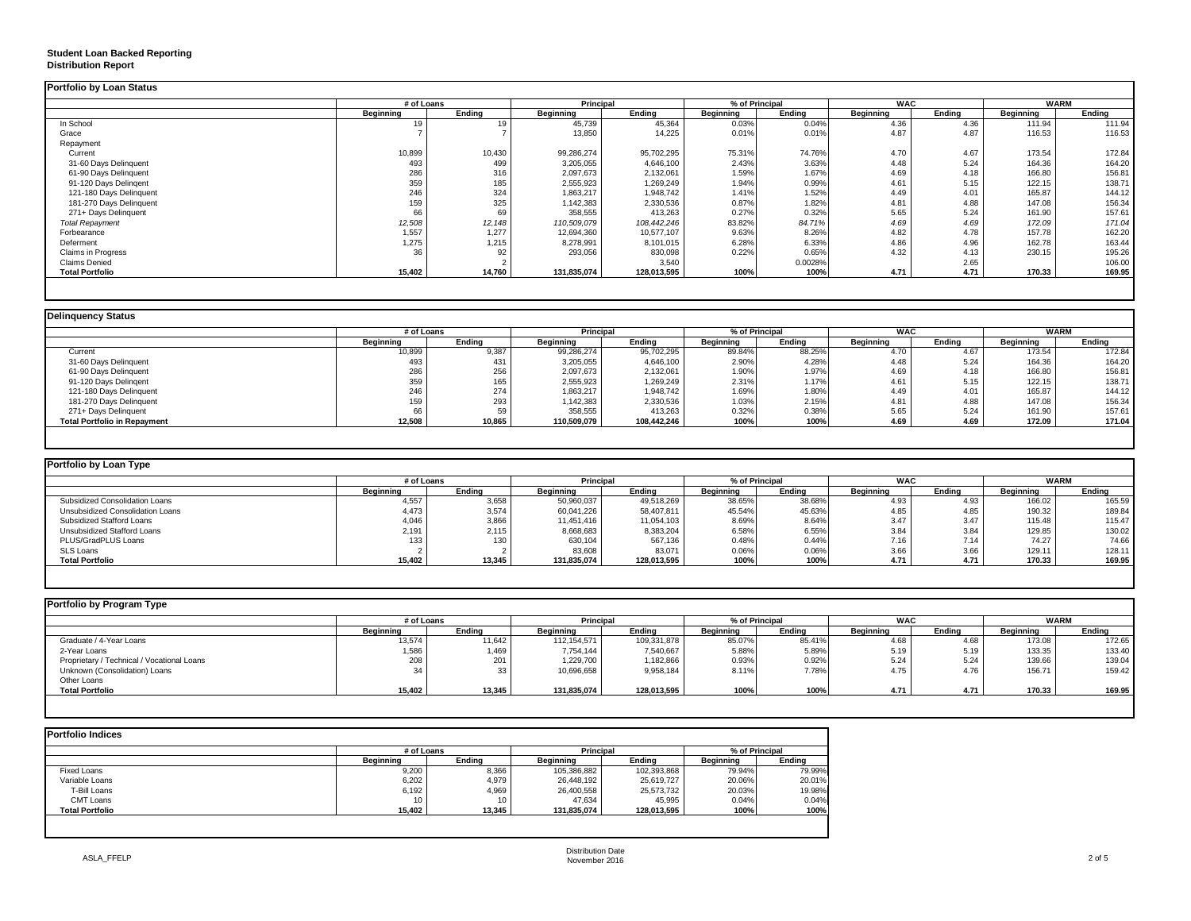**Student Loan Backed Reporting**
**Distribution Report**

## Portfolio by Loan Status

| | # of Loans | | Principal | | % of Principal | | WAC | | WARM | |
|---|---|---|---|---|---|---|---|---|---|---|
| | Beginning | Ending | Beginning | Ending | Beginning | Ending | Beginning | Ending | Beginning | Ending |
| In School | 19 | 19 | 45,739 | 45,364 | 0.03% | 0.04% | 4.36 | 4.36 | 111.94 | 111.94 |
| Grace | 7 | 7 | 13,850 | 14,225 | 0.01% | 0.01% | 4.87 | 4.87 | 116.53 | 116.53 |
| Repayment | | | | | | | | | | |
| Current | 10,899 | 10,430 | 99,286,274 | 95,702,295 | 75.31% | 74.76% | 4.70 | 4.67 | 173.54 | 172.84 |
| 31-60 Days Delinquent | 493 | 499 | 3,205,055 | 4,646,100 | 2.43% | 3.63% | 4.48 | 5.24 | 164.36 | 164.20 |
| 61-90 Days Delinquent | 286 | 316 | 2,097,673 | 2,132,061 | 1.59% | 1.67% | 4.69 | 4.18 | 166.80 | 156.81 |
| 91-120 Days Delingent | 359 | 185 | 2,555,923 | 1,269,249 | 1.94% | 0.99% | 4.61 | 5.15 | 122.15 | 138.71 |
| 121-180 Days Delinquent | 246 | 324 | 1,863,217 | 1,948,742 | 1.41% | 1.52% | 4.49 | 4.01 | 165.87 | 144.12 |
| 181-270 Days Delinquent | 159 | 325 | 1,142,383 | 2,330,536 | 0.87% | 1.82% | 4.81 | 4.88 | 147.08 | 156.34 |
| 271+ Days Delinquent | 66 | 69 | 358,555 | 413,263 | 0.27% | 0.32% | 5.65 | 5.24 | 161.90 | 157.61 |
| *Total Repayment* | *12,508* | *12,148* | *110,509,079* | *108,442,246* | *83.82%* | *84.71%* | *4.69* | *4.69* | *172.09* | *171.04* |
| Forbearance | 1,557 | 1,277 | 12,694,360 | 10,577,107 | 9.63% | 8.26% | 4.82 | 4.78 | 157.78 | 162.20 |
| Deferment | 1,275 | 1,215 | 8,278,991 | 8,101,015 | 6.28% | 6.33% | 4.86 | 4.96 | 162.78 | 163.44 |
| Claims in Progress | 36 | 92 | 293,056 | 830,098 | 0.22% | 0.65% | 4.32 | 4.13 | 230.15 | 195.26 |
| Claims Denied | | 2 | | 3,540 | | 0.0028% | | 2.65 | | 106.00 |
| **Total Portfolio** | **15,402** | **14,760** | **131,835,074** | **128,013,595** | **100%** | **100%** | **4.71** | **4.71** | **170.33** | **169.95** |

## Delinquency Status

| | # of Loans | | Principal | | % of Principal | | WAC | | WARM | |
|---|---|---|---|---|---|---|---|---|---|---|
| | Beginning | Ending | Beginning | Ending | Beginning | Ending | Beginning | Ending | Beginning | Ending |
| Current | 10,899 | 9,387 | 99,286,274 | 95,702,295 | 89.84% | 88.25% | 4.70 | 4.67 | 173.54 | 172.84 |
| 31-60 Days Delinquent | 493 | 431 | 3,205,055 | 4,646,100 | 2.90% | 4.28% | 4.48 | 5.24 | 164.36 | 164.20 |
| 61-90 Days Delinquent | 286 | 256 | 2,097,673 | 2,132,061 | 1.90% | 1.97% | 4.69 | 4.18 | 166.80 | 156.81 |
| 91-120 Days Delingent | 359 | 165 | 2,555,923 | 1,269,249 | 2.31% | 1.17% | 4.61 | 5.15 | 122.15 | 138.71 |
| 121-180 Days Delinquent | 246 | 274 | 1,863,217 | 1,948,742 | 1.69% | 1.80% | 4.49 | 4.01 | 165.87 | 144.12 |
| 181-270 Days Delinquent | 159 | 293 | 1,142,383 | 2,330,536 | 1.03% | 2.15% | 4.81 | 4.88 | 147.08 | 156.34 |
| 271+ Days Delinquent | 66 | 59 | 358,555 | 413,263 | 0.32% | 0.38% | 5.65 | 5.24 | 161.90 | 157.61 |
| **Total Portfolio in Repayment** | **12,508** | **10,865** | **110,509,079** | **108,442,246** | **100%** | **100%** | **4.69** | **4.69** | **172.09** | **171.04** |

## Portfolio by Loan Type

| | # of Loans | | Principal | | % of Principal | | WAC | | WARM | |
|---|---|---|---|---|---|---|---|---|---|---|
| | Beginning | Ending | Beginning | Ending | Beginning | Ending | Beginning | Ending | Beginning | Ending |
| Subsidized Consolidation Loans | 4,557 | 3,658 | 50,960,037 | 49,518,269 | 38.65% | 38.68% | 4.93 | 4.93 | 166.02 | 165.59 |
| Unsubsidized Consolidation Loans | 4,473 | 3,574 | 60,041,226 | 58,407,811 | 45.54% | 45.63% | 4.85 | 4.85 | 190.32 | 189.84 |
| Subsidized Stafford Loans | 4,046 | 3,866 | 11,451,416 | 11,054,103 | 8.69% | 8.64% | 3.47 | 3.47 | 115.48 | 115.47 |
| Unsubsidized Stafford Loans | 2,191 | 2,115 | 8,668,683 | 8,383,204 | 6.58% | 6.55% | 3.84 | 3.84 | 129.85 | 130.02 |
| PLUS/GradPLUS Loans | 133 | 130 | 630,104 | 567,136 | 0.48% | 0.44% | 7.16 | 7.14 | 74.27 | 74.66 |
| SLS Loans | 2 | 2 | 83,608 | 83,071 | 0.06% | 0.06% | 3.66 | 3.66 | 129.11 | 128.11 |
| **Total Portfolio** | **15,402** | **13,345** | **131,835,074** | **128,013,595** | **100%** | **100%** | **4.71** | **4.71** | **170.33** | **169.95** |

## Portfolio by Program Type

| | # of Loans | | Principal | | % of Principal | | WAC | | WARM | |
|---|---|---|---|---|---|---|---|---|---|---|
| | Beginning | Ending | Beginning | Ending | Beginning | Ending | Beginning | Ending | Beginning | Ending |
| Graduate / 4-Year Loans | 13,574 | 11,642 | 112,154,571 | 109,331,878 | 85.07% | 85.41% | 4.68 | 4.68 | 173.08 | 172.65 |
| 2-Year Loans | 1,586 | 1,469 | 7,754,144 | 7,540,667 | 5.88% | 5.89% | 5.19 | 5.19 | 133.35 | 133.40 |
| Proprietary / Technical / Vocational Loans | 208 | 201 | 1,229,700 | 1,182,866 | 0.93% | 0.92% | 5.24 | 5.24 | 139.66 | 139.04 |
| Unknown (Consolidation) Loans | 34 | 33 | 10,696,658 | 9,958,184 | 8.11% | 7.78% | 4.75 | 4.76 | 156.71 | 159.42 |
| Other Loans | | | | | | | | | | |
| **Total Portfolio** | **15,402** | **13,345** | **131,835,074** | **128,013,595** | **100%** | **100%** | **4.71** | **4.71** | **170.33** | **169.95** |

## Portfolio Indices

| | # of Loans | | Principal | | % of Principal | |
|---|---|---|---|---|---|---|
| | Beginning | Ending | Beginning | Ending | Beginning | Ending |
| Fixed Loans | 9,200 | 8,366 | 105,386,882 | 102,393,868 | 79.94% | 79.99% |
| Variable Loans | 6,202 | 4,979 | 26,448,192 | 25,619,727 | 20.06% | 20.01% |
| T-Bill Loans | 6,192 | 4,969 | 26,400,558 | 25,573,732 | 20.03% | 19.98% |
| CMT Loans | 10 | 10 | 47,634 | 45,995 | 0.04% | 0.04% |
| **Total Portfolio** | **15,402** | **13,345** | **131,835,074** | **128,013,595** | **100%** | **100%** |

ASLA_FFELP

Distribution Date
November 2016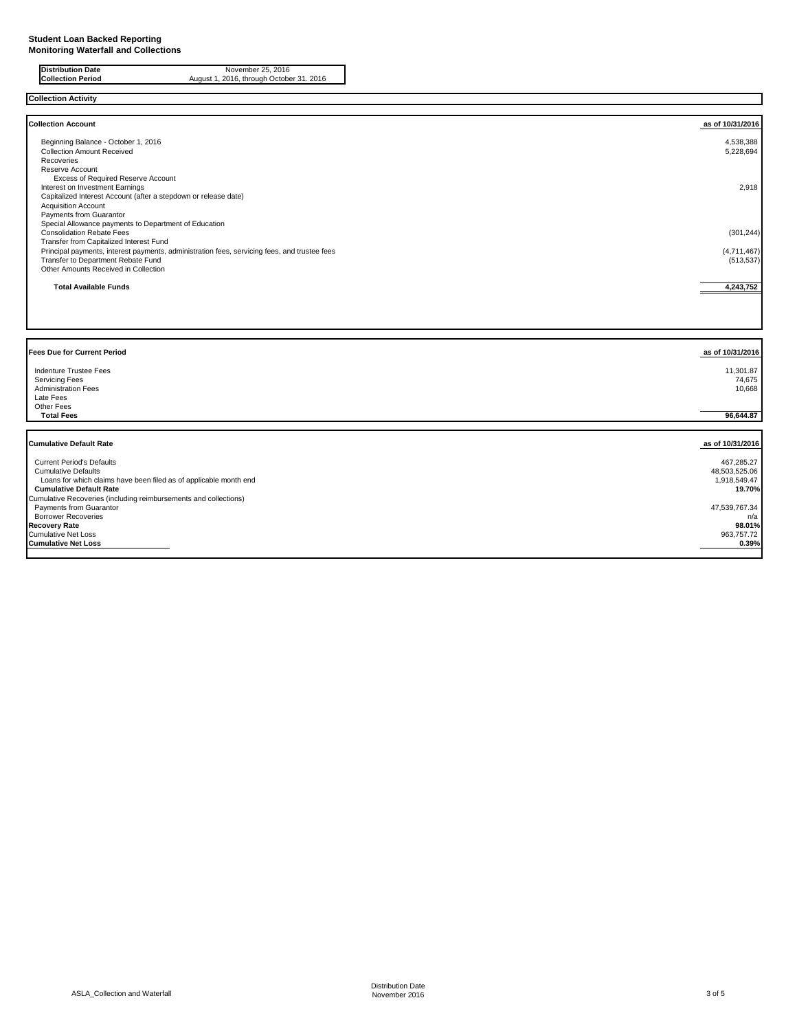**Student Loan Backed Reporting**
**Monitoring Waterfall and Collections**

| | |
|---|---|
| **Distribution Date** | November 25, 2016 |
| **Collection Period** | August 1, 2016, through October 31. 2016 |

**Collection Activity**

| **Collection Account** | **as of 10/31/2016** |
|---|---|
| Beginning Balance - October 1, 2016 | 4,538,388 |
| Collection Amount Received | 5,228,694 |
| Recoveries | |
| Reserve Account | |
| Excess of Required Reserve Account | |
| Interest on Investment Earnings | 2,918 |
| Capitalized Interest Account (after a stepdown or release date) | |
| Acquisition Account | |
| Payments from Guarantor | |
| Special Allowance payments to Department of Education | |
| Consolidation Rebate Fees | (301,244) |
| Transfer from Capitalized Interest Fund | |
| Principal payments, interest payments, administration fees, servicing fees, and trustee fees | (4,711,467) |
| Transfer to Department Rebate Fund | (513,537) |
| Other Amounts Received in Collection | |
| **Total Available Funds** | **4,243,752** |

| **Fees Due for Current Period** | **as of 10/31/2016** |
|---|---|
| Indenture Trustee Fees | 11,301.87 |
| Servicing Fees | 74,675 |
| Administration Fees | 10,668 |
| Late Fees | |
| Other Fees | |
| **Total Fees** | **96,644.87** |

| **Cumulative Default Rate** | **as of 10/31/2016** |
|---|---|
| Current Period's Defaults | 467,285.27 |
| Cumulative Defaults | 48,503,525.06 |
| Loans for which claims have been filed as of applicable month end | 1,918,549.47 |
| **Cumulative Default Rate** | **19.70%** |
| Cumulative Recoveries (including reimbursements and collections) | |
| Payments from Guarantor | 47,539,767.34 |
| Borrower Recoveries | n/a |
| **Recovery Rate** | **98.01%** |
| Cumulative Net Loss | 963,757.72 |
| **Cumulative Net Loss** | **0.39%** |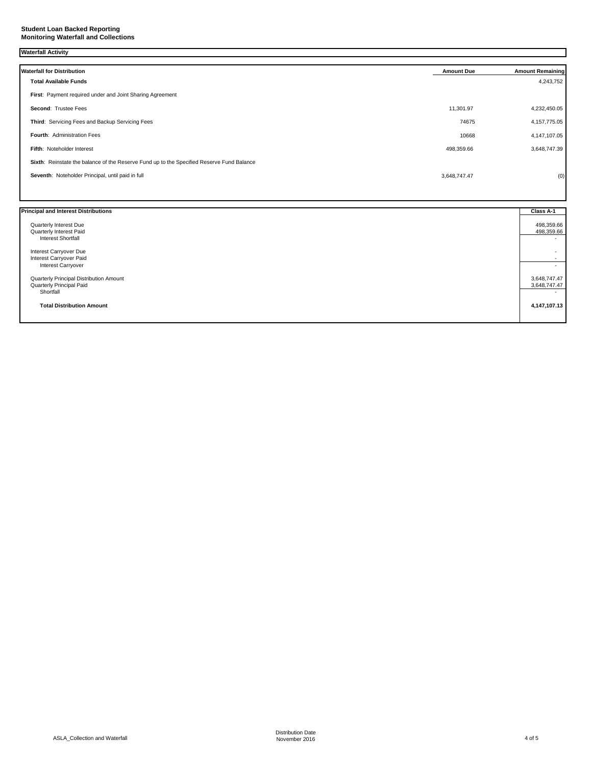**Student Loan Backed Reporting**
**Monitoring Waterfall and Collections**

## Waterfall Activity

| Waterfall for Distribution | Amount Due | Amount Remaining |
|---|---|---|
| **Total Available Funds** | | 4,243,752 |
| **First**: Payment required under and Joint Sharing Agreement | | |
| **Second**: Trustee Fees | 11,301.97 | 4,232,450.05 |
| **Third**: Servicing Fees and Backup Servicing Fees | 74675 | 4,157,775.05 |
| **Fourth**: Administration Fees | 10668 | 4,147,107.05 |
| **Fifth**: Noteholder Interest | 498,359.66 | 3,648,747.39 |
| **Sixth**: Reinstate the balance of the Reserve Fund up to the Specified Reserve Fund Balance | | |
| **Seventh**: Noteholder Principal, until paid in full | 3,648,747.47 | (0) |

| Principal and Interest Distributions | Class A-1 |
|---|---|
| Quarterly Interest Due | 498,359.66 |
| Quarterly Interest Paid | 498,359.66 |
| Interest Shortfall | - |
| Interest Carryover Due | - |
| Interest Carryover Paid | - |
| Interest Carryover | - |
| Quarterly Principal Distribution Amount | 3,648,747.47 |
| Quarterly Principal Paid | 3,648,747.47 |
| Shortfall | - |
| **Total Distribution Amount** | **4,147,107.13** |

ASLA_Collection and Waterfall

Distribution Date
November 2016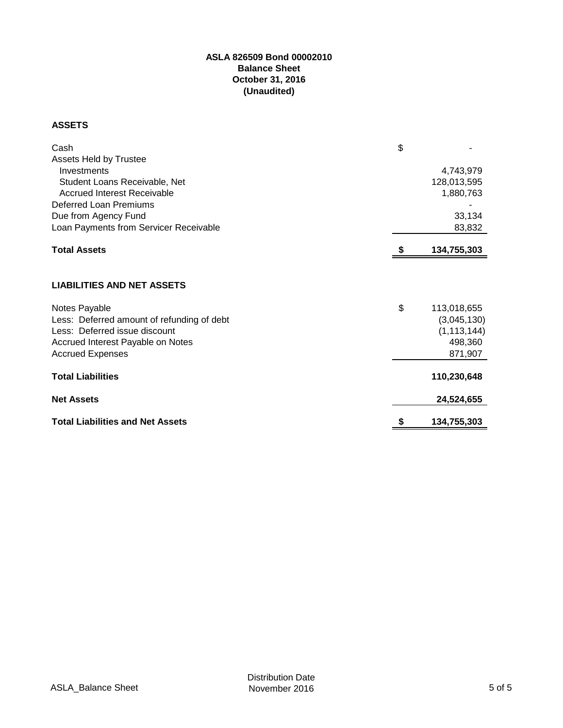**ASLA 826509 Bond 00002010**
**Balance Sheet**
**October 31, 2016**
**(Unaudited)**

**ASSETS**

| | | |
|---|---|---|
| Cash | $ | - |
| Assets Held by Trustee | | |
| Investments | | 4,743,979 |
| Student Loans Receivable, Net | | 128,013,595 |
| Accrued Interest Receivable | | 1,880,763 |
| Deferred Loan Premiums | | - |
| Due from Agency Fund | | 33,134 |
| Loan Payments from Servicer Receivable | | 83,832 |
| **Total Assets** | **$** | **134,755,303** |

**LIABILITIES AND NET ASSETS**

| | | |
|---|---|---|
| Notes Payable | $ | 113,018,655 |
| Less: Deferred amount of refunding of debt | | (3,045,130) |
| Less: Deferred issue discount | | (1,113,144) |
| Accrued Interest Payable on Notes | | 498,360 |
| Accrued Expenses | | 871,907 |
| **Total Liabilities** | | **110,230,648** |
| **Net Assets** | | **24,524,655** |
| **Total Liabilities and Net Assets** | **$** | **134,755,303** |

ASLA_Balance Sheet

Distribution Date
November 2016